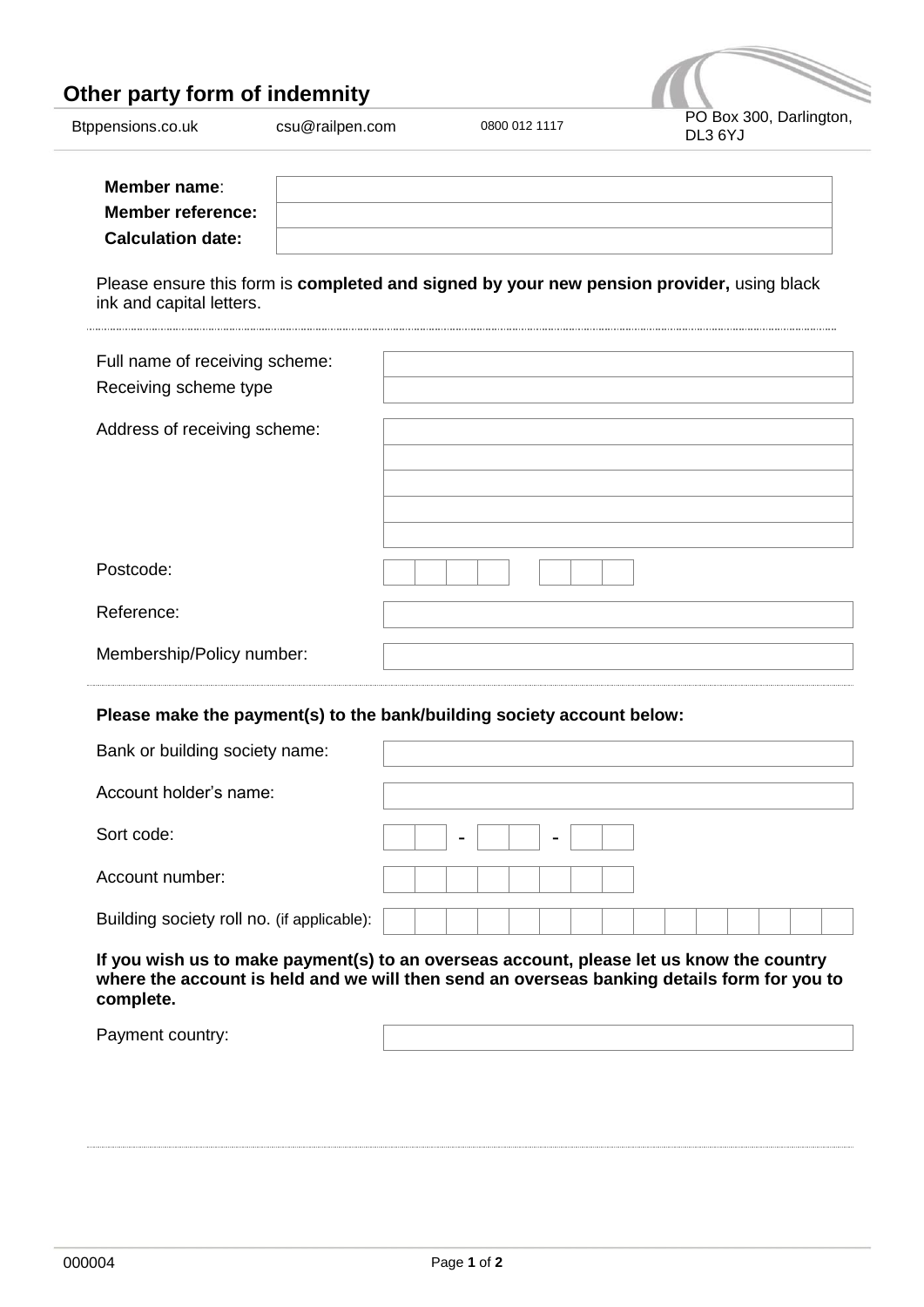# Other party form of indemnity

Btppensions.co.uk | csu@railpen.com | 0800 012 1117 | PO Box 300, Darlington, DL3 6YJ

| | |
|---|---|
| **Member name**: | |
| **Member reference:** | |
| **Calculation date:** | |

Please ensure this form is **completed and signed by your new pension provider,** using black ink and capital letters.

| | |
|---|---|
| Full name of receiving scheme: | |
| Receiving scheme type | |
| Address of receiving scheme: | |
| | |
| | |
| | |
| | |
| Postcode: | |
| Reference: | |
| Membership/Policy number: | |

**Please make the payment(s) to the bank/building society account below:**

| | |
|---|---|
| Bank or building society name: | |
| Account holder's name: | |
| Sort code: | - - |
| Account number: | |
| Building society roll no. (if applicable): | |

**If you wish us to make payment(s) to an overseas account, please let us know the country where the account is held and we will then send an overseas banking details form for you to complete.**

| | |
|---|---|
| Payment country: | |

000004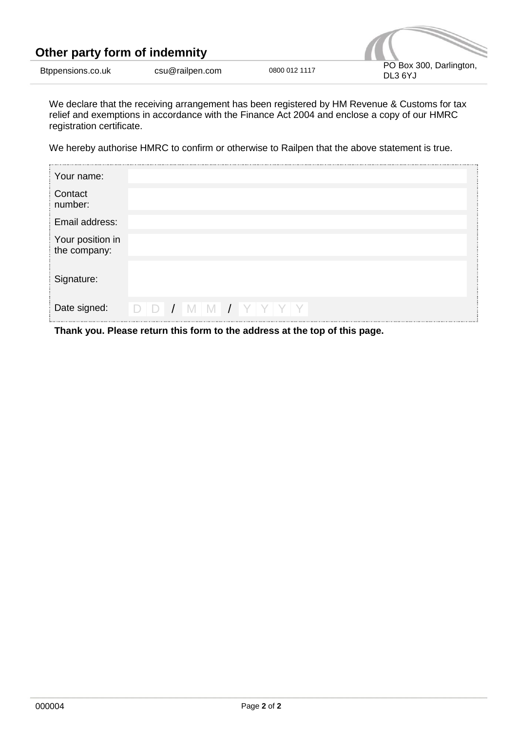We declare that the receiving arrangement has been registered by HM Revenue & Customs for tax relief and exemptions in accordance with the Finance Act 2004 and enclose a copy of our HMRC registration certificate.

We hereby authorise HMRC to confirm or otherwise to Railpen that the above statement is true.

| | |
|---|---|
| Your name: | |
| Contact number: | |
| Email address: | |
| Your position in the company: | |
| Signature: | |
| Date signed: | DD / MM / YYYY |

**Thank you. Please return this form to the address at the top of this page.**